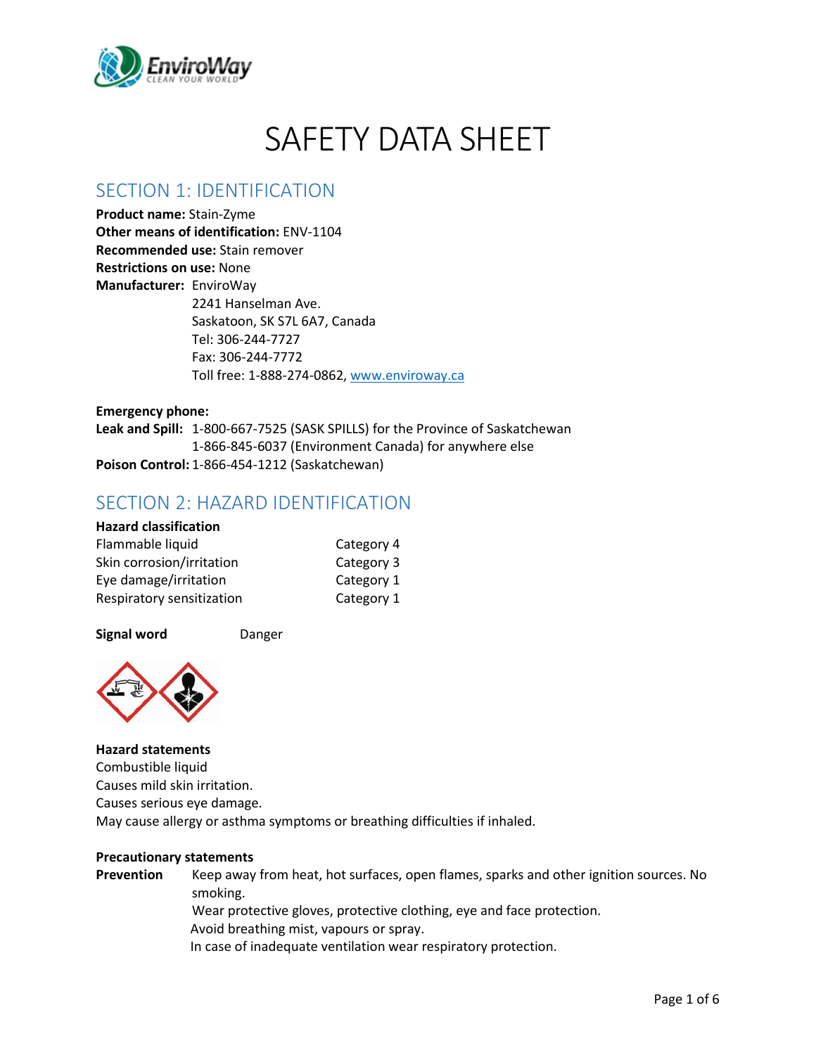# SAFETY DATA SHEET

## SECTION 1: IDENTIFICATION

**Product name:** Stain-Zyme
**Other means of identification:** ENV-1104
**Recommended use:** Stain remover
**Restrictions on use:** None
**Manufacturer:** EnviroWay
2241 Hanselman Ave.
Saskatoon, SK S7L 6A7, Canada
Tel: 306-244-7727
Fax: 306-244-7772
Toll free: 1-888-274-0862, www.enviroway.ca

**Emergency phone:**
**Leak and Spill:** 1-800-667-7525 (SASK SPILLS) for the Province of Saskatchewan
1-866-845-6037 (Environment Canada) for anywhere else
**Poison Control:** 1-866-454-1212 (Saskatchewan)

## SECTION 2: HAZARD IDENTIFICATION

**Hazard classification**

| | |
|---|---|
| Flammable liquid | Category 4 |
| Skin corrosion/irritation | Category 3 |
| Eye damage/irritation | Category 1 |
| Respiratory sensitization | Category 1 |

**Signal word** Danger

**Hazard statements**
Combustible liquid
Causes mild skin irritation.
Causes serious eye damage.
May cause allergy or asthma symptoms or breathing difficulties if inhaled.

**Precautionary statements**

**Prevention**
Keep away from heat, hot surfaces, open flames, sparks and other ignition sources. No smoking.
Wear protective gloves, protective clothing, eye and face protection.
Avoid breathing mist, vapours or spray.
In case of inadequate ventilation wear respiratory protection.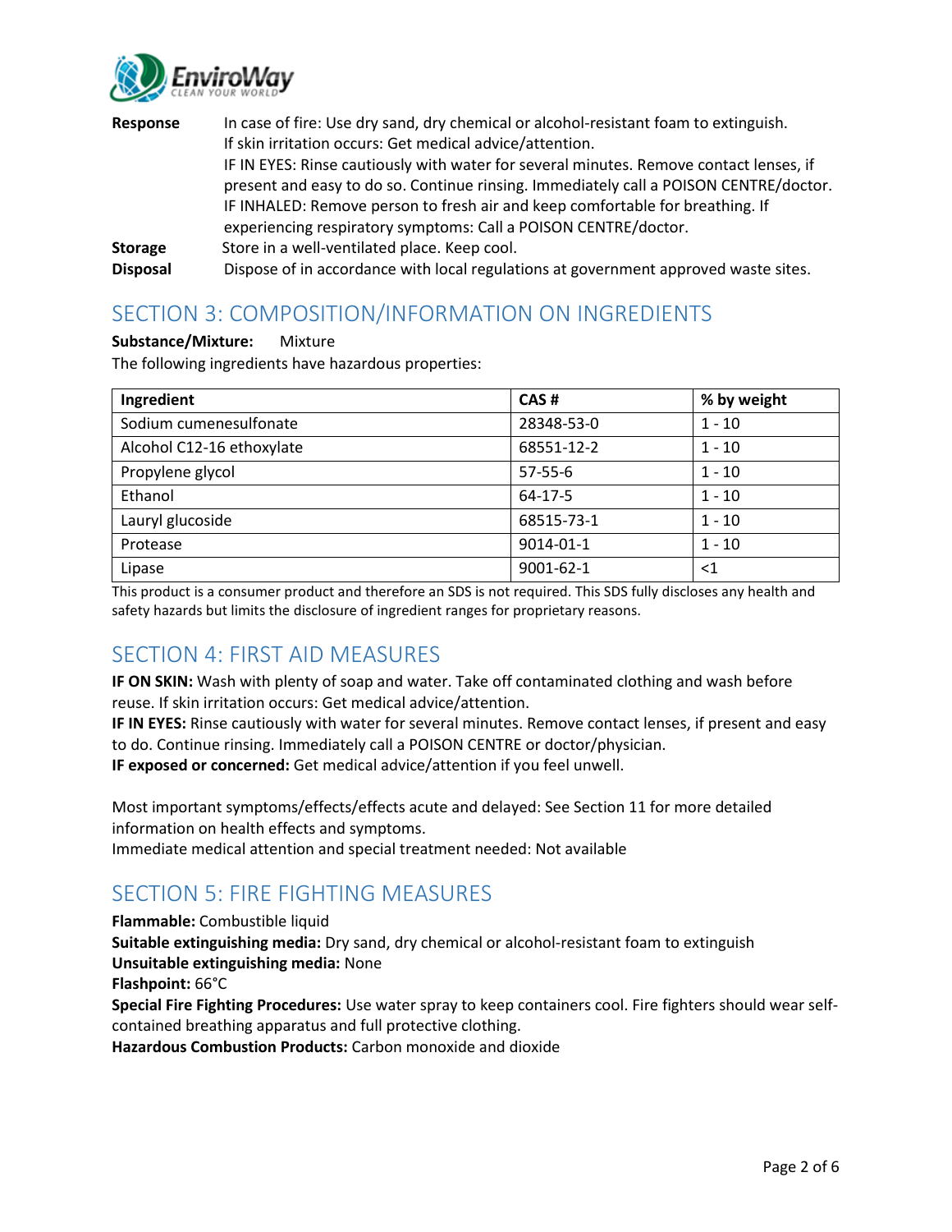**Response** In case of fire: Use dry sand, dry chemical or alcohol-resistant foam to extinguish.
If skin irritation occurs: Get medical advice/attention.
IF IN EYES: Rinse cautiously with water for several minutes. Remove contact lenses, if present and easy to do so. Continue rinsing. Immediately call a POISON CENTRE/doctor.
IF INHALED: Remove person to fresh air and keep comfortable for breathing. If experiencing respiratory symptoms: Call a POISON CENTRE/doctor.

**Storage** Store in a well-ventilated place. Keep cool.

**Disposal** Dispose of in accordance with local regulations at government approved waste sites.

## SECTION 3: COMPOSITION/INFORMATION ON INGREDIENTS

**Substance/Mixture:** Mixture

The following ingredients have hazardous properties:

| Ingredient | CAS # | % by weight |
|---|---|---|
| Sodium cumenesulfonate | 28348-53-0 | 1 - 10 |
| Alcohol C12-16 ethoxylate | 68551-12-2 | 1 - 10 |
| Propylene glycol | 57-55-6 | 1 - 10 |
| Ethanol | 64-17-5 | 1 - 10 |
| Lauryl glucoside | 68515-73-1 | 1 - 10 |
| Protease | 9014-01-1 | 1 - 10 |
| Lipase | 9001-62-1 | <1 |

This product is a consumer product and therefore an SDS is not required. This SDS fully discloses any health and safety hazards but limits the disclosure of ingredient ranges for proprietary reasons.

## SECTION 4: FIRST AID MEASURES

**IF ON SKIN:** Wash with plenty of soap and water. Take off contaminated clothing and wash before reuse. If skin irritation occurs: Get medical advice/attention.
**IF IN EYES:** Rinse cautiously with water for several minutes. Remove contact lenses, if present and easy to do. Continue rinsing. Immediately call a POISON CENTRE or doctor/physician.
**IF exposed or concerned:** Get medical advice/attention if you feel unwell.

Most important symptoms/effects/effects acute and delayed: See Section 11 for more detailed information on health effects and symptoms.
Immediate medical attention and special treatment needed: Not available

## SECTION 5: FIRE FIGHTING MEASURES

**Flammable:** Combustible liquid
**Suitable extinguishing media:** Dry sand, dry chemical or alcohol-resistant foam to extinguish
**Unsuitable extinguishing media:** None
**Flashpoint:** 66°C
**Special Fire Fighting Procedures:** Use water spray to keep containers cool. Fire fighters should wear self-contained breathing apparatus and full protective clothing.
**Hazardous Combustion Products:** Carbon monoxide and dioxide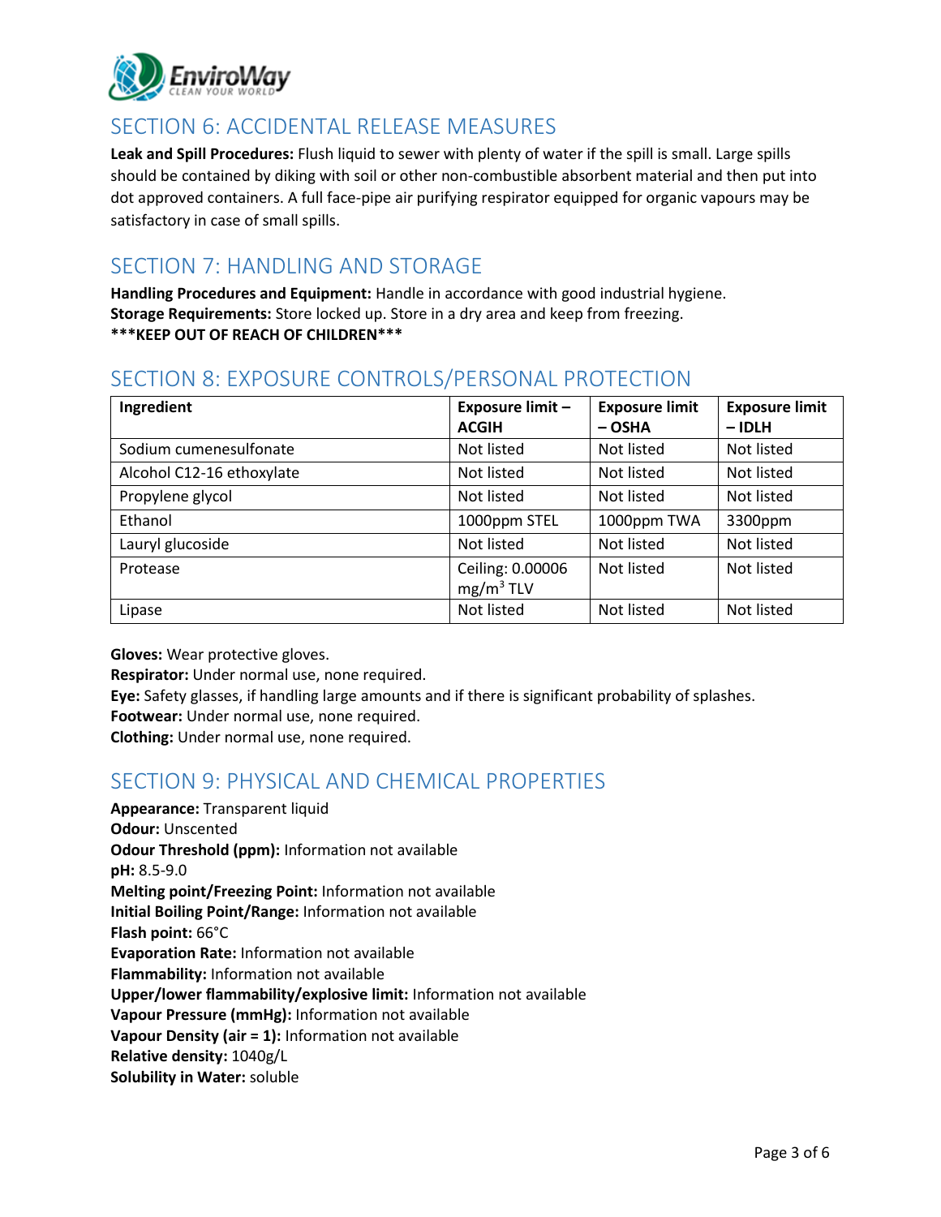## SECTION 6: ACCIDENTAL RELEASE MEASURES

**Leak and Spill Procedures:** Flush liquid to sewer with plenty of water if the spill is small. Large spills should be contained by diking with soil or other non-combustible absorbent material and then put into dot approved containers. A full face-pipe air purifying respirator equipped for organic vapours may be satisfactory in case of small spills.

## SECTION 7: HANDLING AND STORAGE

**Handling Procedures and Equipment:** Handle in accordance with good industrial hygiene.
**Storage Requirements:** Store locked up. Store in a dry area and keep from freezing.
**\*\*\*KEEP OUT OF REACH OF CHILDREN\*\*\***

## SECTION 8: EXPOSURE CONTROLS/PERSONAL PROTECTION

| Ingredient | Exposure limit – ACGIH | Exposure limit – OSHA | Exposure limit – IDLH |
|---|---|---|---|
| Sodium cumenesulfonate | Not listed | Not listed | Not listed |
| Alcohol C12-16 ethoxylate | Not listed | Not listed | Not listed |
| Propylene glycol | Not listed | Not listed | Not listed |
| Ethanol | 1000ppm STEL | 1000ppm TWA | 3300ppm |
| Lauryl glucoside | Not listed | Not listed | Not listed |
| Protease | Ceiling: 0.00006 $mg/m^3$ TLV | Not listed | Not listed |
| Lipase | Not listed | Not listed | Not listed |

**Gloves:** Wear protective gloves.
**Respirator:** Under normal use, none required.
**Eye:** Safety glasses, if handling large amounts and if there is significant probability of splashes.
**Footwear:** Under normal use, none required.
**Clothing:** Under normal use, none required.

## SECTION 9: PHYSICAL AND CHEMICAL PROPERTIES

**Appearance:** Transparent liquid
**Odour:** Unscented
**Odour Threshold (ppm):** Information not available
**pH:** 8.5-9.0
**Melting point/Freezing Point:** Information not available
**Initial Boiling Point/Range:** Information not available
**Flash point:** 66°C
**Evaporation Rate:** Information not available
**Flammability:** Information not available
**Upper/lower flammability/explosive limit:** Information not available
**Vapour Pressure (mmHg):** Information not available
**Vapour Density (air = 1):** Information not available
**Relative density:** 1040g/L
**Solubility in Water:** soluble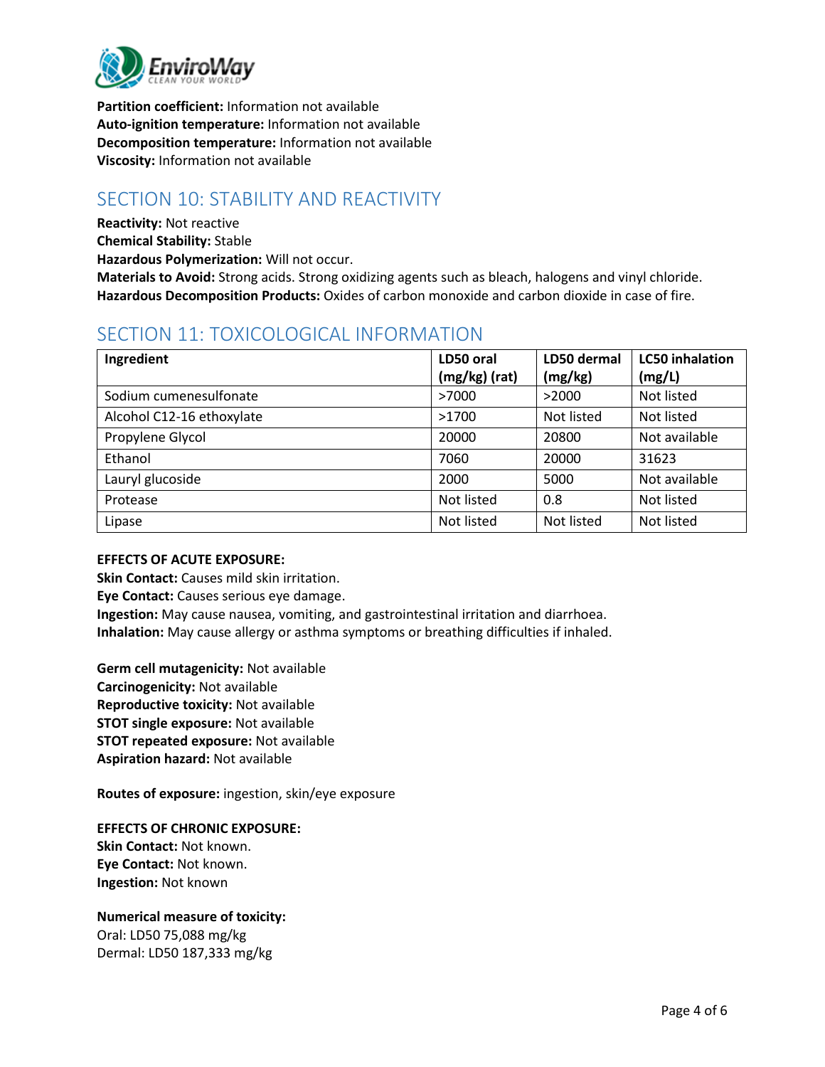**Partition coefficient:** Information not available
**Auto-ignition temperature:** Information not available
**Decomposition temperature:** Information not available
**Viscosity:** Information not available

## SECTION 10: STABILITY AND REACTIVITY

**Reactivity:** Not reactive
**Chemical Stability:** Stable
**Hazardous Polymerization:** Will not occur.
**Materials to Avoid:** Strong acids. Strong oxidizing agents such as bleach, halogens and vinyl chloride.
**Hazardous Decomposition Products:** Oxides of carbon monoxide and carbon dioxide in case of fire.

## SECTION 11: TOXICOLOGICAL INFORMATION

| Ingredient | LD50 oral (mg/kg) (rat) | LD50 dermal (mg/kg) | LC50 inhalation (mg/L) |
|---|---|---|---|
| Sodium cumenesulfonate | >7000 | >2000 | Not listed |
| Alcohol C12-16 ethoxylate | >1700 | Not listed | Not listed |
| Propylene Glycol | 20000 | 20800 | Not available |
| Ethanol | 7060 | 20000 | 31623 |
| Lauryl glucoside | 2000 | 5000 | Not available |
| Protease | Not listed | 0.8 | Not listed |
| Lipase | Not listed | Not listed | Not listed |

**EFFECTS OF ACUTE EXPOSURE:**
**Skin Contact:** Causes mild skin irritation.
**Eye Contact:** Causes serious eye damage.
**Ingestion:** May cause nausea, vomiting, and gastrointestinal irritation and diarrhoea.
**Inhalation:** May cause allergy or asthma symptoms or breathing difficulties if inhaled.

**Germ cell mutagenicity:** Not available
**Carcinogenicity:** Not available
**Reproductive toxicity:** Not available
**STOT single exposure:** Not available
**STOT repeated exposure:** Not available
**Aspiration hazard:** Not available

**Routes of exposure:** ingestion, skin/eye exposure

**EFFECTS OF CHRONIC EXPOSURE:**
**Skin Contact:** Not known.
**Eye Contact:** Not known.
**Ingestion:** Not known

**Numerical measure of toxicity:**
Oral: LD50 75,088 mg/kg
Dermal: LD50 187,333 mg/kg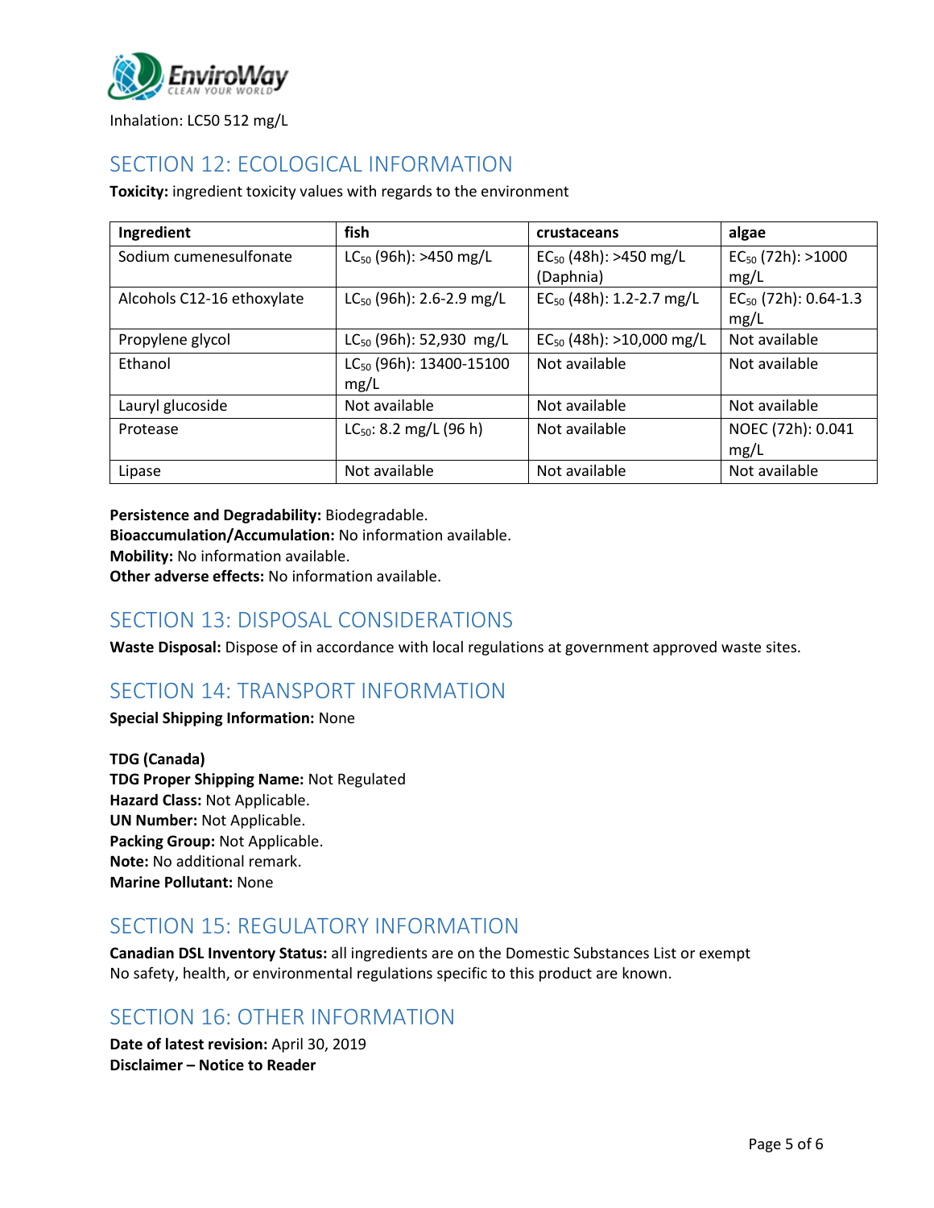Inhalation: LC50 512 mg/L

## SECTION 12: ECOLOGICAL INFORMATION

**Toxicity:** ingredient toxicity values with regards to the environment

| Ingredient | fish | crustaceans | algae |
|---|---|---|---|
| Sodium cumenesulfonate | $LC_{50}$ (96h): >450 mg/L | $EC_{50}$ (48h): >450 mg/L (Daphnia) | $EC_{50}$ (72h): >1000 mg/L |
| Alcohols C12-16 ethoxylate | $LC_{50}$ (96h): 2.6-2.9 mg/L | $EC_{50}$ (48h): 1.2-2.7 mg/L | $EC_{50}$ (72h): 0.64-1.3 mg/L |
| Propylene glycol | $LC_{50}$ (96h): 52,930 mg/L | $EC_{50}$ (48h): >10,000 mg/L | Not available |
| Ethanol | $LC_{50}$ (96h): 13400-15100 mg/L | Not available | Not available |
| Lauryl glucoside | Not available | Not available | Not available |
| Protease | $LC_{50}$: 8.2 mg/L (96 h) | Not available | NOEC (72h): 0.041 mg/L |
| Lipase | Not available | Not available | Not available |

**Persistence and Degradability:** Biodegradable.
**Bioaccumulation/Accumulation:** No information available.
**Mobility:** No information available.
**Other adverse effects:** No information available.

## SECTION 13: DISPOSAL CONSIDERATIONS

**Waste Disposal:** Dispose of in accordance with local regulations at government approved waste sites.

## SECTION 14: TRANSPORT INFORMATION

**Special Shipping Information:** None

**TDG (Canada)**
**TDG Proper Shipping Name:** Not Regulated
**Hazard Class:** Not Applicable.
**UN Number:** Not Applicable.
**Packing Group:** Not Applicable.
**Note:** No additional remark.
**Marine Pollutant:** None

## SECTION 15: REGULATORY INFORMATION

**Canadian DSL Inventory Status:** all ingredients are on the Domestic Substances List or exempt
No safety, health, or environmental regulations specific to this product are known.

## SECTION 16: OTHER INFORMATION

**Date of latest revision:** April 30, 2019
**Disclaimer – Notice to Reader**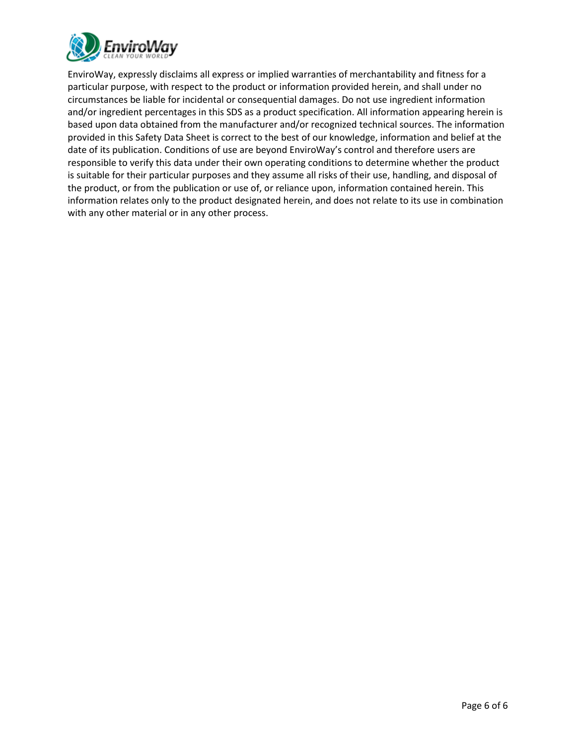EnviroWay, expressly disclaims all express or implied warranties of merchantability and fitness for a particular purpose, with respect to the product or information provided herein, and shall under no circumstances be liable for incidental or consequential damages. Do not use ingredient information and/or ingredient percentages in this SDS as a product specification. All information appearing herein is based upon data obtained from the manufacturer and/or recognized technical sources. The information provided in this Safety Data Sheet is correct to the best of our knowledge, information and belief at the date of its publication. Conditions of use are beyond EnviroWay's control and therefore users are responsible to verify this data under their own operating conditions to determine whether the product is suitable for their particular purposes and they assume all risks of their use, handling, and disposal of the product, or from the publication or use of, or reliance upon, information contained herein. This information relates only to the product designated herein, and does not relate to its use in combination with any other material or in any other process.